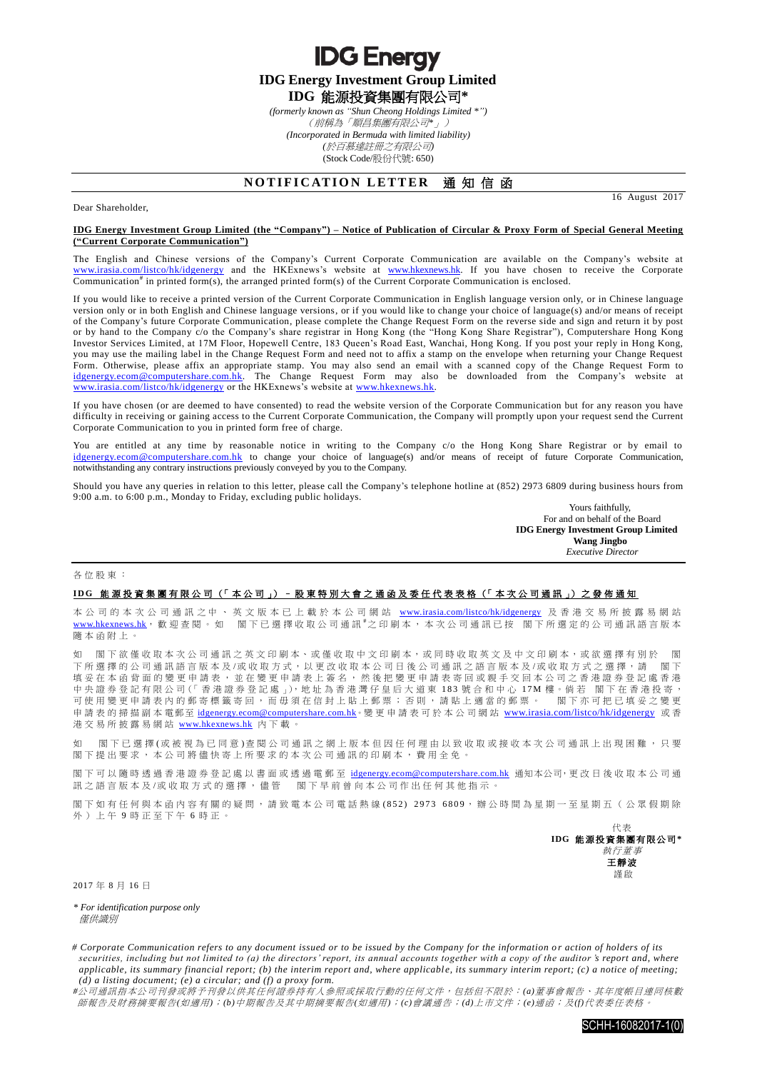# IDG Energy

## IDG Energy Investment Group Limited

## IDG 能源投資集團有限公司*

*(formerly known as "Shun Cheong Holdings Limited *")*
*（前稱為「順昌集團有限公司*」）*
*(Incorporated in Bermuda with limited liability)*
*(於百慕達註冊之有限公司)*
(Stock Code/股份代號: 650)

## NOTIFICATION LETTER 通知信函

16 August 2017

Dear Shareholder,

**IDG Energy Investment Group Limited (the "Company") – Notice of Publication of Circular & Proxy Form of Special General Meeting ("Current Corporate Communication")**

The English and Chinese versions of the Company's Current Corporate Communication are available on the Company's website at www.irasia.com/listco/hk/idgenergy and the HKExnews's website at www.hkexnews.hk. If you have chosen to receive the Corporate Communication# in printed form(s), the arranged printed form(s) of the Current Corporate Communication is enclosed.

If you would like to receive a printed version of the Current Corporate Communication in English language version only, or in Chinese language version only or in both English and Chinese language versions, or if you would like to change your choice of language(s) and/or means of receipt of the Company's future Corporate Communication, please complete the Change Request Form on the reverse side and sign and return it by post or by hand to the Company c/o the Company's share registrar in Hong Kong (the "Hong Kong Share Registrar"), Computershare Hong Kong Investor Services Limited, at 17M Floor, Hopewell Centre, 183 Queen's Road East, Wanchai, Hong Kong. If you post your reply in Hong Kong, you may use the mailing label in the Change Request Form and need not to affix a stamp on the envelope when returning your Change Request Form. Otherwise, please affix an appropriate stamp. You may also send an email with a scanned copy of the Change Request Form to idgenergy.ecom@computershare.com.hk. The Change Request Form may also be downloaded from the Company's website at www.irasia.com/listco/hk/idgenergy or the HKExnews's website at www.hkexnews.hk.

If you have chosen (or are deemed to have consented) to read the website version of the Corporate Communication but for any reason you have difficulty in receiving or gaining access to the Current Corporate Communication, the Company will promptly upon your request send the Current Corporate Communication to you in printed form free of charge.

You are entitled at any time by reasonable notice in writing to the Company c/o the Hong Kong Share Registrar or by email to idgenergy.ecom@computershare.com.hk to change your choice of language(s) and/or means of receipt of future Corporate Communication, notwithstanding any contrary instructions previously conveyed by you to the Company.

Should you have any queries in relation to this letter, please call the Company's telephone hotline at (852) 2973 6809 during business hours from 9:00 a.m. to 6:00 p.m., Monday to Friday, excluding public holidays.

Yours faithfully,
For and on behalf of the Board
**IDG Energy Investment Group Limited**
**Wang Jingbo**
*Executive Director*

---

各位股東：

**IDG 能源投資集團有限公司（「本公司」）－股東特別大會之通函及委任代表表格（「本次公司通訊」）之發佈通知**

本公司的本次公司通訊之中、英文版本已上載於本公司網站 www.irasia.com/listco/hk/idgenergy 及香港交易所披露易網站 www.hkexnews.hk，歡迎查閱。如 閣下已選擇收取公司通訊#之印刷本，本次公司通訊已按 閣下所選定的公司通訊語言版本隨本函附上。

如 閣下欲僅收取本次公司通訊之英文印刷本、或僅收取中文印刷本，或同時收取英文及中文印刷本，或欲選擇有別於 閣下所選擇的公司通訊語言版本及/或收取方式，以更改收取本公司日後公司通訊之語言版本及/或收取方式之選擇，請 閣下填妥在本函背面的變更申請表，並在變更申請表上簽名，然後把變更申請表寄回或親手交回本公司之香港證券登記處香港中央證券登記有限公司(「香港證券登記處」)，地址為香港灣仔皇后大道東 183 號合和中心 17M 樓。倘若 閣下在香港投寄，可使用變更申請表內的郵寄標籤寄回，而毋須在信封上貼上郵票；否則，請貼上適當的郵票。 閣下亦可把已填妥之變更申請表的掃描副本電郵至 idgenergy.ecom@computershare.com.hk。變更申請表可於本公司網站 www.irasia.com/listco/hk/idgenergy 或香港交易所披露易網站 www.hkexnews.hk 內下載。

如 閣下已選擇(或被視為已同意)查閱公司通訊之網上版本但因任何理由以致收取或接收本次公司通訊上出現困難，只要 閣下提出要求，本公司將儘快寄上所要求的本次公司通訊的印刷本，費用全免。

閣下可以隨時透過香港證券登記處以書面或透過電郵至 idgenergy.ecom@computershare.com.hk 通知本公司，更改日後收取本公司通訊之語言版本及/或收取方式的選擇，儘管 閣下早前曾向本公司作出任何其他指示。

閣下如有任何與本函內容有關的疑問，請致電本公司電話熱線(852) 2973 6809，辦公時間為星期一至星期五（公眾假期除外）上午 9 時正至下午 6 時正。

代表
**IDG 能源投資集團有限公司***
*執行董事*
**王靜波**
謹啟

2017 年 8 月 16 日

*\* For identification purpose only*
*僅供識別*

*# Corporate Communication refers to any document issued or to be issued by the Company for the information or action of holders of its securities, including but not limited to (a) the directors' report, its annual accounts together with a copy of the auditor's report and, where applicable, its summary financial report; (b) the interim report and, where applicable, its summary interim report; (c) a notice of meeting; (d) a listing document; (e) a circular; and (f) a proxy form.*

*#公司通訊指本公司刊發或將予刊發以供其任何證券持有人參照或採取行動的任何文件，包括但不限於：(a)董事會報告、其年度帳目連同核數師報告及財務摘要報告(如適用)；(b)中期報告及其中期摘要報告(如適用)；(c)會議通告；(d)上市文件；(e)通函；及(f)代表委任表格。*

SCHH-16082017-1(0)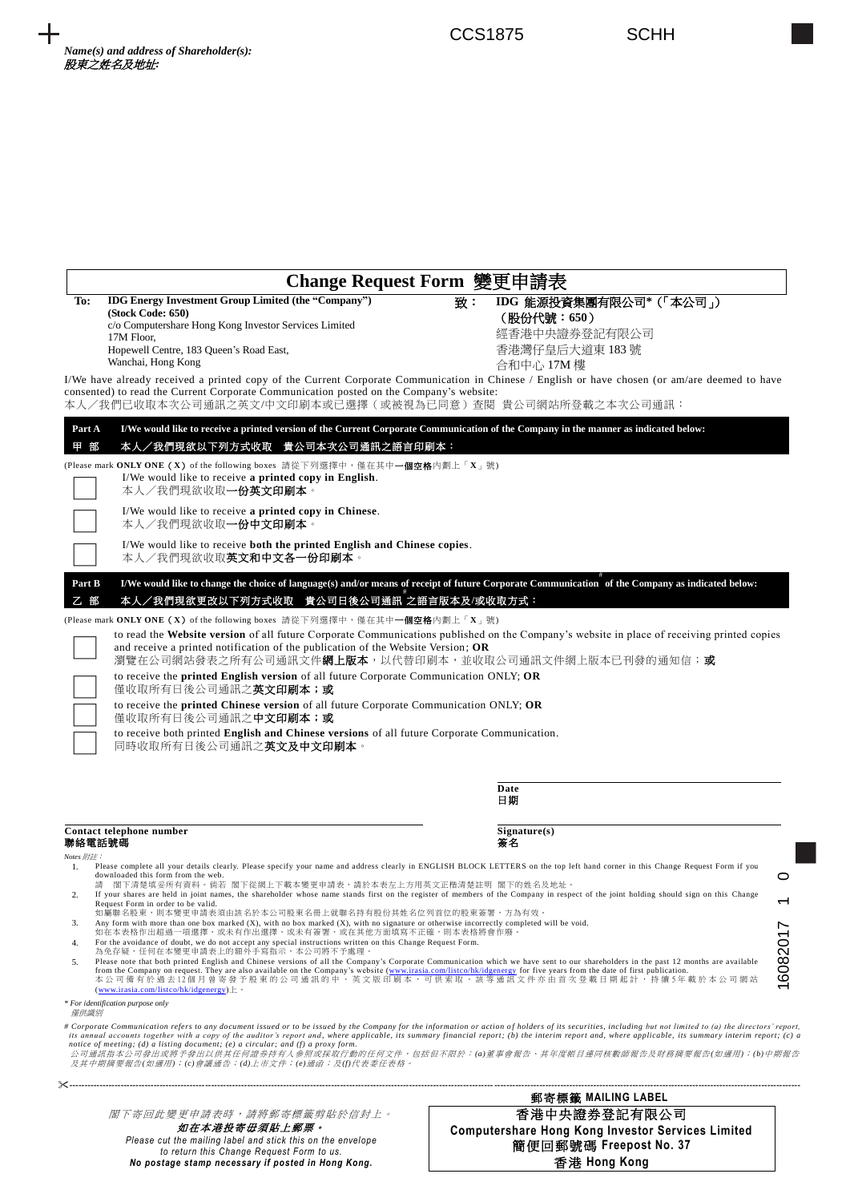CCS1875 SCHH

*Name(s) and address of Shareholder(s):*
*股東之姓名及地址:*

# Change Request Form 變更申請表

**To:** **IDG Energy Investment Group Limited (the "Company")**
**(Stock Code: 650)**
c/o Computershare Hong Kong Investor Services Limited
17M Floor,
Hopewell Centre, 183 Queen's Road East,
Wanchai, Hong Kong

**致： IDG 能源投資集團有限公司*（「本公司」）**
**（股份代號：650）**
經香港中央證券登記有限公司
香港灣仔皇后大道東 183 號
合和中心 17M 樓

I/We have already received a printed copy of the Current Corporate Communication in Chinese / English or have chosen (or am/are deemed to have consented) to read the Current Corporate Communication posted on the Company's website:
本人／我們已收取本次公司通訊之英文/中文印刷本或已選擇（或被視為已同意）查閱 貴公司網站所登載之本次公司通訊：

**Part A** **I/We would like to receive a printed version of the Current Corporate Communication of the Company in the manner as indicated below:**
**甲 部** **本人／我們現欲以下列方式收取 貴公司本次公司通訊之語言印刷本：**

(Please mark **ONLY ONE** (**X**) of the following boxes 請從下列選擇中，僅在其中**一個空格**內劃上「**X**」號)

- ☐ I/We would like to receive **a printed copy in English**.
  本人／我們現欲收取**一份英文印刷本**。
- ☐ I/We would like to receive **a printed copy in Chinese**.
  本人／我們現欲收取**一份中文印刷本**。
- ☐ I/We would like to receive **both the printed English and Chinese copies**.
  本人／我們現欲收取**英文和中文各一份印刷本**。

**Part B** **I/We would like to change the choice of language(s) and/or means of receipt of future Corporate Communication# of the Company as indicated below:**
**乙 部** **本人／我們現欲更改以下列方式收取 貴公司日後公司通訊#之語言版本及/或收取方式：**

(Please mark **ONLY ONE** (**X**) of the following boxes 請從下列選擇中，僅在其中**一個空格**內劃上「**X**」號)

- ☐ to read the **Website version** of all future Corporate Communications published on the Company's website in place of receiving printed copies and receive a printed notification of the publication of the Website Version; **OR**
  瀏覽在公司網站發表之所有公司通訊文件**網上版本**，以代替印刷本，並收取公司通訊文件網上版本已刊發的通知信；**或**
- ☐ to receive the **printed English version** of all future Corporate Communication ONLY; **OR**
  僅收取所有日後公司通訊之**英文印刷本；或**
- ☐ to receive the **printed Chinese version** of all future Corporate Communication ONLY; **OR**
  僅收取所有日後公司通訊之**中文印刷本；或**
- ☐ to receive both printed **English and Chinese versions** of all future Corporate Communication.
  同時收取所有日後公司通訊之**英文及中文印刷本**。

**Date**
**日期**

**Contact telephone number**
**聯絡電話號碼**

**Signature(s)**
**簽名**

*Notes 附註：*

1. Please complete all your details clearly. Please specify your name and address clearly in ENGLISH BLOCK LETTERS on the top left hand corner in this Change Request Form if you downloaded this form from the web.
   請 閣下清楚填妥所有資料。倘若 閣下從網上下載本變更申請表，請於本表左上方用英文正楷清楚註明 閣下的姓名及地址。
2. If your shares are held in joint names, the shareholder whose name stands first on the register of members of the Company in respect of the joint holding should sign on this Change Request Form in order to be valid.
   如屬聯名股東，則本變更申請表須由該名於本公司股東名冊上就聯名持有股份其姓名位列首位的股東簽署，方為有效。
3. Any form with more than one box marked (X), with no box marked (X), with no signature or otherwise incorrectly completed will be void.
   如在本表格作出超過一項選擇、或未有作出選擇、或未有簽署、或在其他方面填寫不正確，則本表格將會作廢。
4. For the avoidance of doubt, we do not accept any special instructions written on this Change Request Form.
   為免存疑，任何在本變更申請表上的額外手寫指示，本公司將不予處理。
5. Please note that both printed English and Chinese versions of all the Company's Corporate Communication which we have sent to our shareholders in the past 12 months are available from the Company on request. They are also available on the Company's website (www.irasia.com/listco/hk/idgenergy) for five years from the date of first publication.
   本公司備有於過去12個月曾寄發予股東的公司通訊的中、英文版印刷本，可供索取。該等通訊文件亦由首次登載日期起計，持續5年載於本公司網站(www.irasia.com/listco/hk/idgenergy)上。

*\* For identification purpose only*
*僅供識別*

*# Corporate Communication refers to any document issued or to be issued by the Company for the information or action of holders of its securities, including but not limited to (a) the directors' report, its annual accounts together with a copy of the auditor's report and, where applicable, its summary financial report; (b) the interim report and, where applicable, its summary interim report; (c) a notice of meeting; (d) a listing document; (e) a circular; and (f) a proxy form.*
*公司通訊指本公司發出或將予發出以供其任何證券持有人參照或採取行動的任何文件，包括但不限於：(a)董事會報告、其年度帳目連同核數師報告及財務摘要報告(如適用)；(b)中期報告及其中期摘要報告(如適用)；(c)會議通告；(d)上市文件；(e)通函；及(f)代表委任表格。*

16082017 1 0

---

*閣下寄回此變更申請表時，請將郵寄標籤剪貼於信封上。*
***如在本港投寄毋須貼上郵票。***
*Please cut the mailing label and stick this on the envelope to return this Change Request Form to us.*
***No postage stamp necessary if posted in Hong Kong.***

**郵寄標籤 MAILING LABEL**
**香港中央證券登記有限公司**
**Computershare Hong Kong Investor Services Limited**
**簡便回郵號碼 Freepost No. 37**
**香港 Hong Kong**